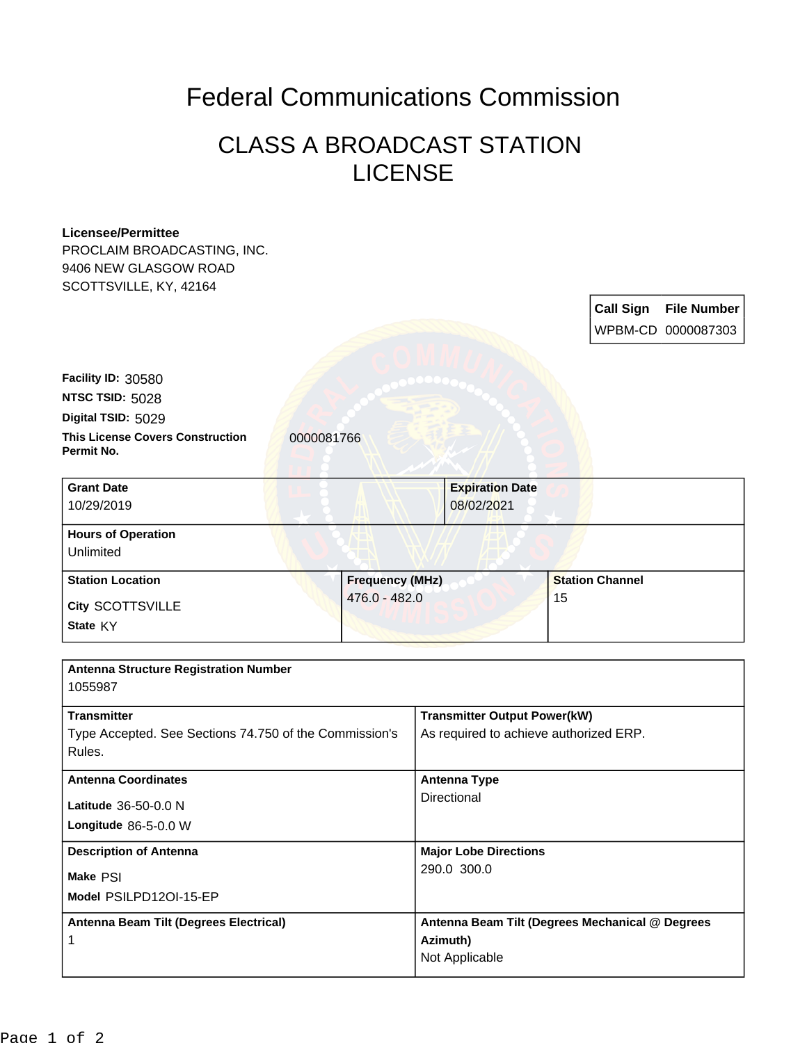# Federal Communications Commission

## CLASS A BROADCAST STATION LICENSE

**Licensee/Permittee**
PROCLAIM BROADCASTING, INC.
9406 NEW GLASGOW ROAD
SCOTTSVILLE, KY, 42164

| Call Sign | File Number |
| --- | --- |
| WPBM-CD | 0000087303 |

**Facility ID:** 30580
**NTSC TSID:** 5028
**Digital TSID:** 5029
**This License Covers Construction Permit No.** 0000081766

| Grant Date | Expiration Date |
| --- | --- |
| 10/29/2019 | 08/02/2021 |

**Hours of Operation**
Unlimited

| Station Location | Frequency (MHz) | Station Channel |
| --- | --- | --- |
| City SCOTTSVILLE<br>State KY | 476.0 - 482.0 | 15 |

**Antenna Structure Registration Number**
1055987

| Transmitter | Transmitter Output Power(kW) |
| --- | --- |
| Type Accepted. See Sections 74.750 of the Commission's Rules. | As required to achieve authorized ERP. |

| Antenna Coordinates | Antenna Type |
| --- | --- |
| Latitude 36-50-0.0 N<br>Longitude 86-5-0.0 W | Directional |

| Description of Antenna | Major Lobe Directions |
| --- | --- |
| Make PSI<br>Model PSILPD12OI-15-EP | 290.0 300.0 |

| Antenna Beam Tilt (Degrees Electrical) | Antenna Beam Tilt (Degrees Mechanical @ Degrees Azimuth) |
| --- | --- |
| 1 | Not Applicable |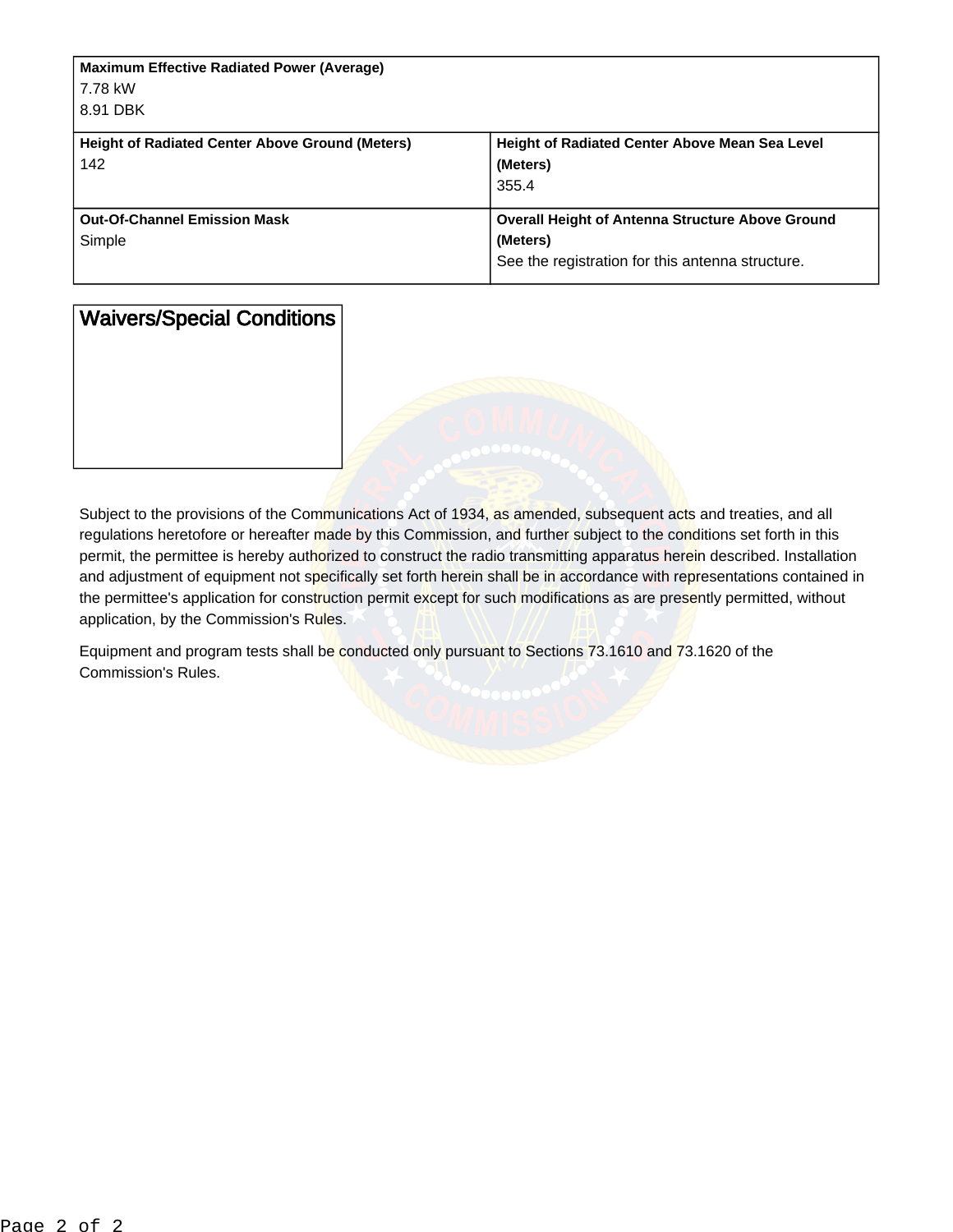| | |
|---|---|
| **Maximum Effective Radiated Power (Average)**<br>7.78 kW<br>8.91 DBK | |
| **Height of Radiated Center Above Ground (Meters)**<br>142 | **Height of Radiated Center Above Mean Sea Level (Meters)**<br>355.4 |
| **Out-Of-Channel Emission Mask**<br>Simple | **Overall Height of Antenna Structure Above Ground (Meters)**<br>See the registration for this antenna structure. |

## Waivers/Special Conditions

Subject to the provisions of the Communications Act of 1934, as amended, subsequent acts and treaties, and all regulations heretofore or hereafter made by this Commission, and further subject to the conditions set forth in this permit, the permittee is hereby authorized to construct the radio transmitting apparatus herein described. Installation and adjustment of equipment not specifically set forth herein shall be in accordance with representations contained in the permittee's application for construction permit except for such modifications as are presently permitted, without application, by the Commission's Rules.

Equipment and program tests shall be conducted only pursuant to Sections 73.1610 and 73.1620 of the Commission's Rules.